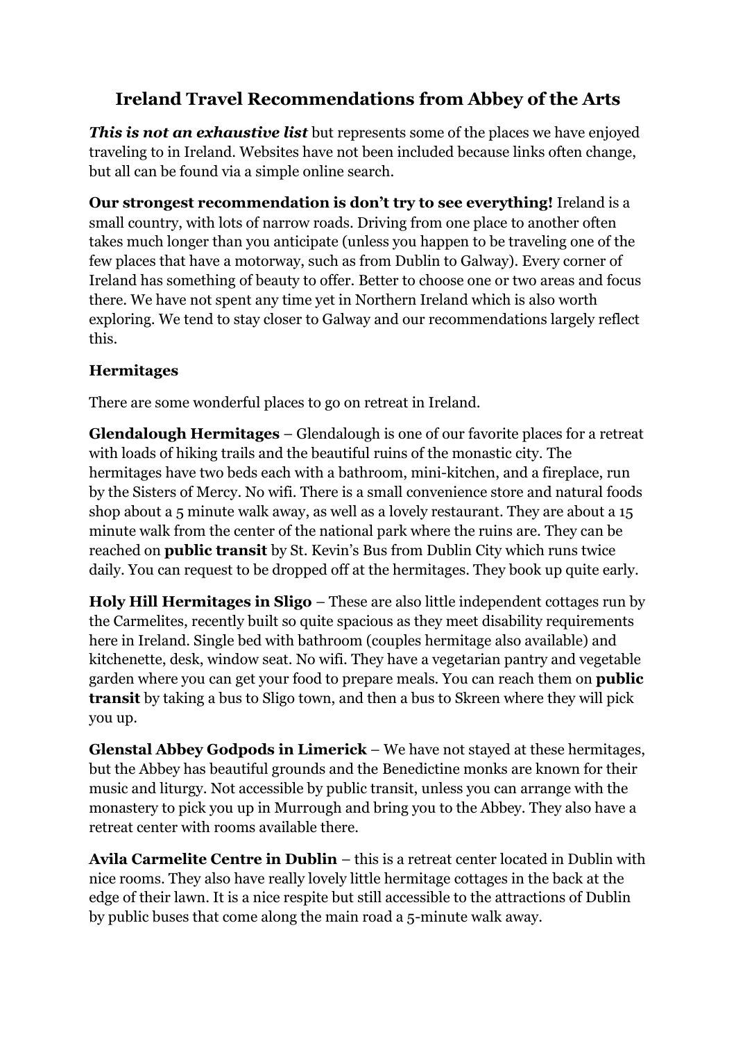# Ireland Travel Recommendations from Abbey of the Arts

***This is not an exhaustive list*** but represents some of the places we have enjoyed traveling to in Ireland. Websites have not been included because links often change, but all can be found via a simple online search.

**Our strongest recommendation is don't try to see everything!** Ireland is a small country, with lots of narrow roads. Driving from one place to another often takes much longer than you anticipate (unless you happen to be traveling one of the few places that have a motorway, such as from Dublin to Galway). Every corner of Ireland has something of beauty to offer. Better to choose one or two areas and focus there. We have not spent any time yet in Northern Ireland which is also worth exploring. We tend to stay closer to Galway and our recommendations largely reflect this.

## Hermitages

There are some wonderful places to go on retreat in Ireland.

**Glendalough Hermitages** – Glendalough is one of our favorite places for a retreat with loads of hiking trails and the beautiful ruins of the monastic city. The hermitages have two beds each with a bathroom, mini-kitchen, and a fireplace, run by the Sisters of Mercy. No wifi. There is a small convenience store and natural foods shop about a 5 minute walk away, as well as a lovely restaurant. They are about a 15 minute walk from the center of the national park where the ruins are. They can be reached on **public transit** by St. Kevin's Bus from Dublin City which runs twice daily. You can request to be dropped off at the hermitages. They book up quite early.

**Holy Hill Hermitages in Sligo** – These are also little independent cottages run by the Carmelites, recently built so quite spacious as they meet disability requirements here in Ireland. Single bed with bathroom (couples hermitage also available) and kitchenette, desk, window seat. No wifi. They have a vegetarian pantry and vegetable garden where you can get your food to prepare meals. You can reach them on **public transit** by taking a bus to Sligo town, and then a bus to Skreen where they will pick you up.

**Glenstal Abbey Godpods in Limerick** – We have not stayed at these hermitages, but the Abbey has beautiful grounds and the Benedictine monks are known for their music and liturgy. Not accessible by public transit, unless you can arrange with the monastery to pick you up in Murrough and bring you to the Abbey. They also have a retreat center with rooms available there.

**Avila Carmelite Centre in Dublin** – this is a retreat center located in Dublin with nice rooms. They also have really lovely little hermitage cottages in the back at the edge of their lawn. It is a nice respite but still accessible to the attractions of Dublin by public buses that come along the main road a 5-minute walk away.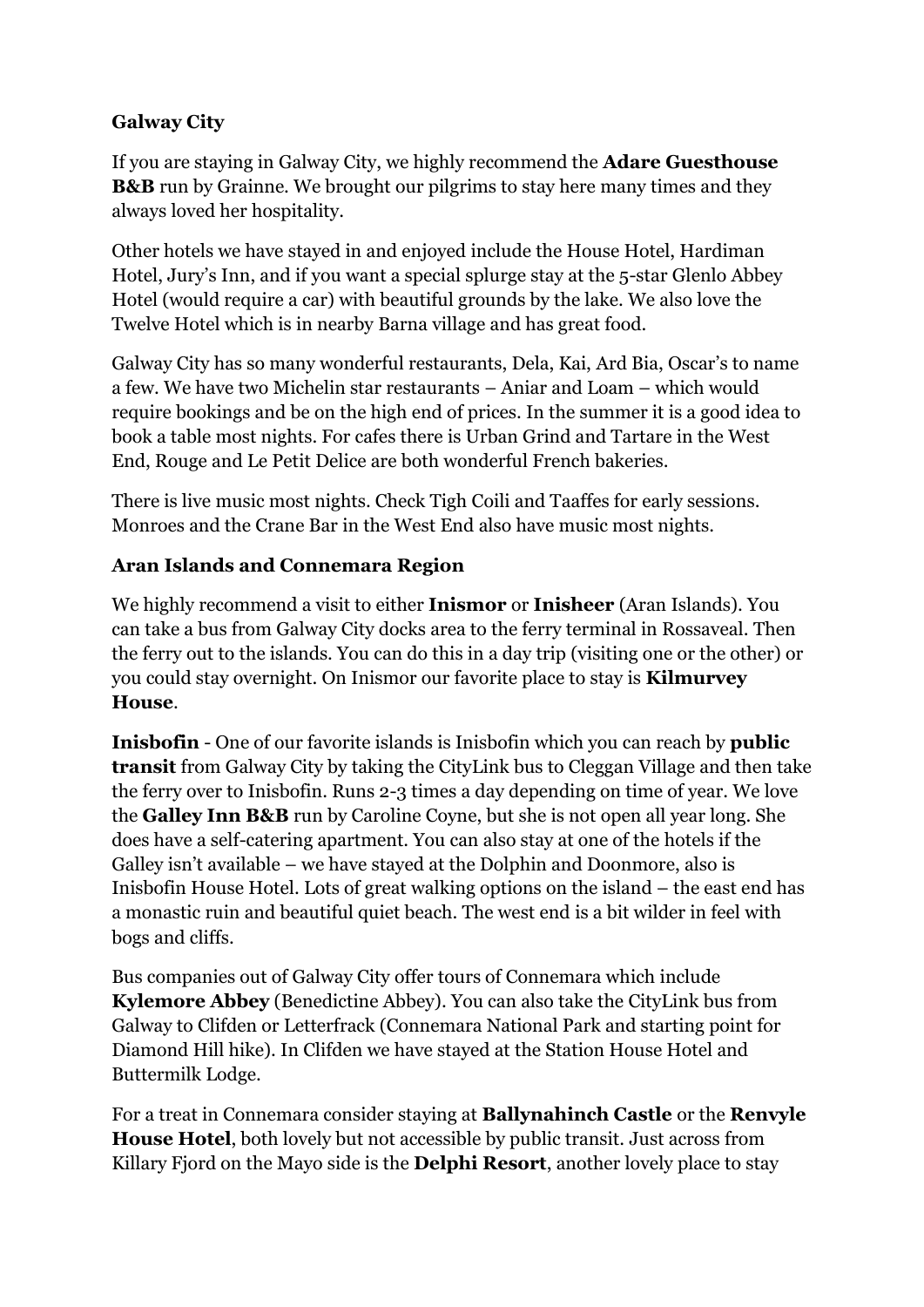**Galway City**

If you are staying in Galway City, we highly recommend the **Adare Guesthouse B&B** run by Grainne. We brought our pilgrims to stay here many times and they always loved her hospitality.

Other hotels we have stayed in and enjoyed include the House Hotel, Hardiman Hotel, Jury's Inn, and if you want a special splurge stay at the 5-star Glenlo Abbey Hotel (would require a car) with beautiful grounds by the lake. We also love the Twelve Hotel which is in nearby Barna village and has great food.

Galway City has so many wonderful restaurants, Dela, Kai, Ard Bia, Oscar's to name a few. We have two Michelin star restaurants – Aniar and Loam – which would require bookings and be on the high end of prices. In the summer it is a good idea to book a table most nights. For cafes there is Urban Grind and Tartare in the West End, Rouge and Le Petit Delice are both wonderful French bakeries.

There is live music most nights. Check Tigh Coili and Taaffes for early sessions. Monroes and the Crane Bar in the West End also have music most nights.

**Aran Islands and Connemara Region**

We highly recommend a visit to either **Inismor** or **Inisheer** (Aran Islands). You can take a bus from Galway City docks area to the ferry terminal in Rossaveal. Then the ferry out to the islands. You can do this in a day trip (visiting one or the other) or you could stay overnight. On Inismor our favorite place to stay is **Kilmurvey House**.

**Inisbofin** - One of our favorite islands is Inisbofin which you can reach by **public transit** from Galway City by taking the CityLink bus to Cleggan Village and then take the ferry over to Inisbofin. Runs 2-3 times a day depending on time of year. We love the **Galley Inn B&B** run by Caroline Coyne, but she is not open all year long. She does have a self-catering apartment. You can also stay at one of the hotels if the Galley isn't available – we have stayed at the Dolphin and Doonmore, also is Inisbofin House Hotel. Lots of great walking options on the island – the east end has a monastic ruin and beautiful quiet beach. The west end is a bit wilder in feel with bogs and cliffs.

Bus companies out of Galway City offer tours of Connemara which include **Kylemore Abbey** (Benedictine Abbey). You can also take the CityLink bus from Galway to Clifden or Letterfrack (Connemara National Park and starting point for Diamond Hill hike). In Clifden we have stayed at the Station House Hotel and Buttermilk Lodge.

For a treat in Connemara consider staying at **Ballynahinch Castle** or the **Renvyle House Hotel**, both lovely but not accessible by public transit. Just across from Killary Fjord on the Mayo side is the **Delphi Resort**, another lovely place to stay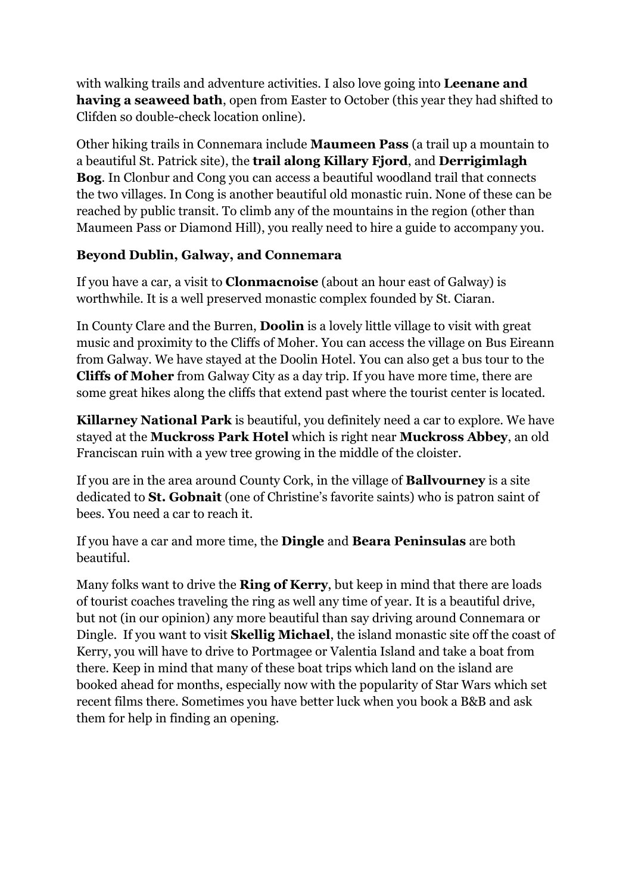with walking trails and adventure activities. I also love going into **Leenane and having a seaweed bath**, open from Easter to October (this year they had shifted to Clifden so double-check location online).

Other hiking trails in Connemara include **Maumeen Pass** (a trail up a mountain to a beautiful St. Patrick site), the **trail along Killary Fjord**, and **Derrigimlagh Bog**. In Clonbur and Cong you can access a beautiful woodland trail that connects the two villages. In Cong is another beautiful old monastic ruin. None of these can be reached by public transit. To climb any of the mountains in the region (other than Maumeen Pass or Diamond Hill), you really need to hire a guide to accompany you.

**Beyond Dublin, Galway, and Connemara**

If you have a car, a visit to **Clonmacnoise** (about an hour east of Galway) is worthwhile. It is a well preserved monastic complex founded by St. Ciaran.

In County Clare and the Burren, **Doolin** is a lovely little village to visit with great music and proximity to the Cliffs of Moher. You can access the village on Bus Eireann from Galway. We have stayed at the Doolin Hotel. You can also get a bus tour to the **Cliffs of Moher** from Galway City as a day trip. If you have more time, there are some great hikes along the cliffs that extend past where the tourist center is located.

**Killarney National Park** is beautiful, you definitely need a car to explore. We have stayed at the **Muckross Park Hotel** which is right near **Muckross Abbey**, an old Franciscan ruin with a yew tree growing in the middle of the cloister.

If you are in the area around County Cork, in the village of **Ballvourney** is a site dedicated to **St. Gobnait** (one of Christine's favorite saints) who is patron saint of bees. You need a car to reach it.

If you have a car and more time, the **Dingle** and **Beara Peninsulas** are both beautiful.

Many folks want to drive the **Ring of Kerry**, but keep in mind that there are loads of tourist coaches traveling the ring as well any time of year. It is a beautiful drive, but not (in our opinion) any more beautiful than say driving around Connemara or Dingle. If you want to visit **Skellig Michael**, the island monastic site off the coast of Kerry, you will have to drive to Portmagee or Valentia Island and take a boat from there. Keep in mind that many of these boat trips which land on the island are booked ahead for months, especially now with the popularity of Star Wars which set recent films there. Sometimes you have better luck when you book a B&B and ask them for help in finding an opening.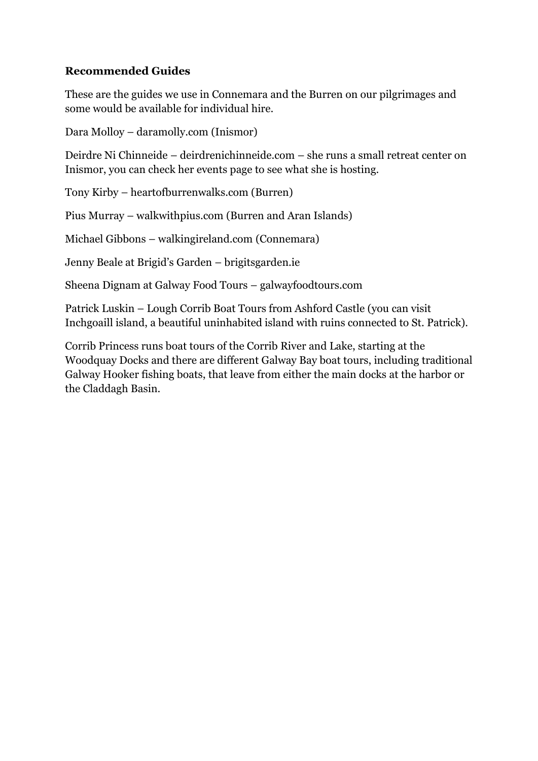**Recommended Guides**

These are the guides we use in Connemara and the Burren on our pilgrimages and some would be available for individual hire.

Dara Molloy – daramolly.com (Inismor)

Deirdre Ni Chinneide – deirdrenichinneide.com – she runs a small retreat center on Inismor, you can check her events page to see what she is hosting.

Tony Kirby – heartofburrenwalks.com (Burren)

Pius Murray – walkwithpius.com (Burren and Aran Islands)

Michael Gibbons – walkingireland.com (Connemara)

Jenny Beale at Brigid's Garden – brigitsgarden.ie

Sheena Dignam at Galway Food Tours – galwayfoodtours.com

Patrick Luskin – Lough Corrib Boat Tours from Ashford Castle (you can visit Inchgoaill island, a beautiful uninhabited island with ruins connected to St. Patrick).

Corrib Princess runs boat tours of the Corrib River and Lake, starting at the Woodquay Docks and there are different Galway Bay boat tours, including traditional Galway Hooker fishing boats, that leave from either the main docks at the harbor or the Claddagh Basin.